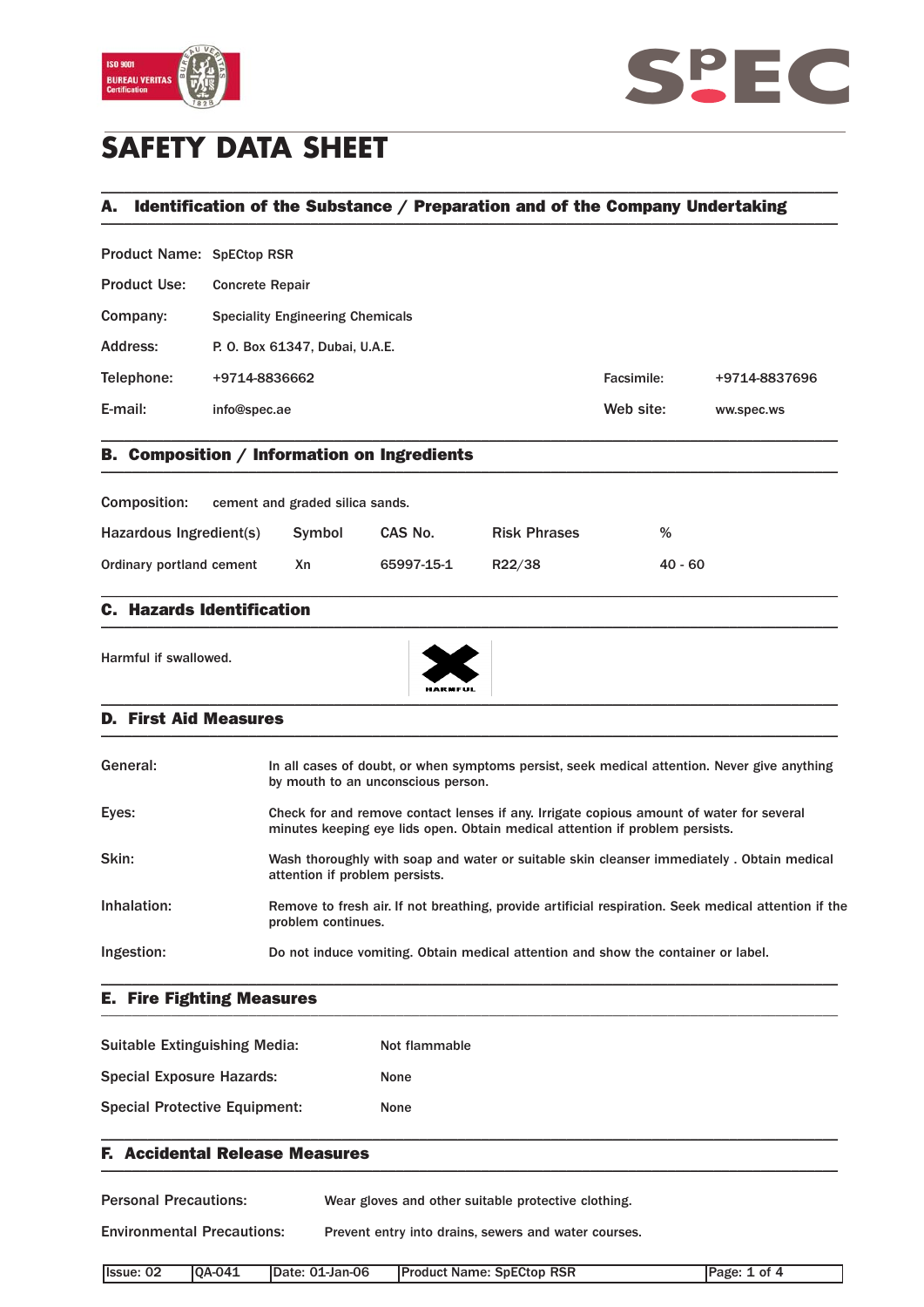# SAFETY DATA SHEET

## A. Identification of the Substance / Preparation and of the Company Undertaking

| | | | |
|---|---|---|---|
| Product Name: | SpECtop RSR | | |
| Product Use: | Concrete Repair | | |
| Company: | Speciality Engineering Chemicals | | |
| Address: | P. O. Box 61347, Dubai, U.A.E. | | |
| Telephone: | +9714-8836662 | Facsimile: | +9714-8837696 |
| E-mail: | info@spec.ae | Web site: | ww.spec.ws |

## B. Composition / Information on Ingredients

Composition: cement and graded silica sands.

| Hazardous Ingredient(s) | Symbol | CAS No. | Risk Phrases | % |
|---|---|---|---|---|
| Ordinary portland cement | Xn | 65997-15-1 | R22/38 | 40 - 60 |

## C. Hazards Identification

Harmful if swallowed.

HARMFUL

## D. First Aid Measures

| | |
|---|---|
| General: | In all cases of doubt, or when symptoms persist, seek medical attention. Never give anything by mouth to an unconscious person. |
| Eyes: | Check for and remove contact lenses if any. Irrigate copious amount of water for several minutes keeping eye lids open. Obtain medical attention if problem persists. |
| Skin: | Wash thoroughly with soap and water or suitable skin cleanser immediately . Obtain medical attention if problem persists. |
| Inhalation: | Remove to fresh air. If not breathing, provide artificial respiration. Seek medical attention if the problem continues. |
| Ingestion: | Do not induce vomiting. Obtain medical attention and show the container or label. |

## E. Fire Fighting Measures

| | |
|---|---|
| Suitable Extinguishing Media: | Not flammable |
| Special Exposure Hazards: | None |
| Special Protective Equipment: | None |

## F. Accidental Release Measures

| | |
|---|---|
| Personal Precautions: | Wear gloves and other suitable protective clothing. |
| Environmental Precautions: | Prevent entry into drains, sewers and water courses. |

| Issue: 02 | QA-041 | Date: 01-Jan-06 | Product Name: SpECtop RSR |
|---|---|---|---|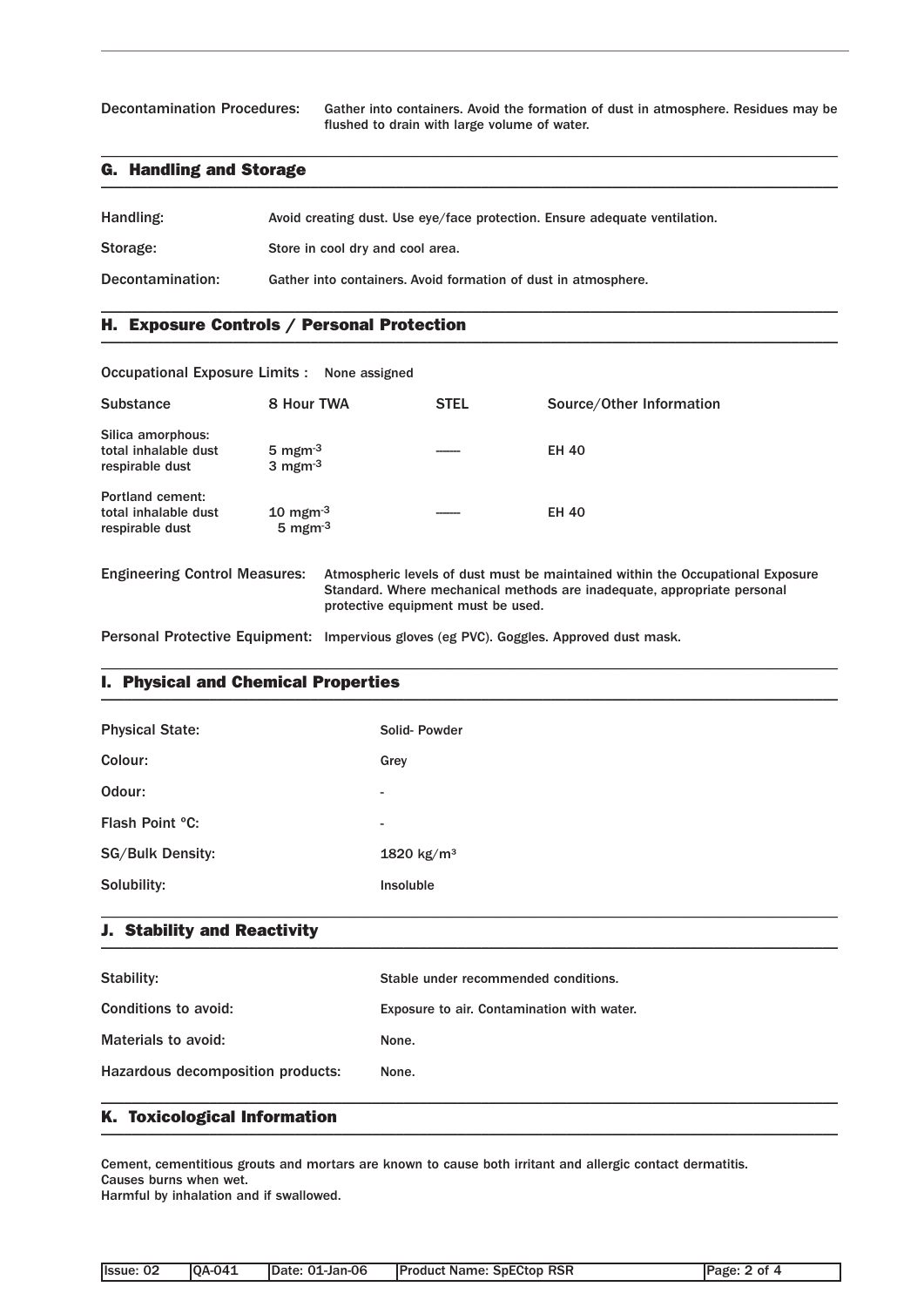**Decontamination Procedures:** Gather into containers. Avoid the formation of dust in atmosphere. Residues may be flushed to drain with large volume of water.

## G. Handling and Storage

**Handling:** Avoid creating dust. Use eye/face protection. Ensure adequate ventilation.

**Storage:** Store in cool dry and cool area.

**Decontamination:** Gather into containers. Avoid formation of dust in atmosphere.

## H. Exposure Controls / Personal Protection

**Occupational Exposure Limits :** None assigned

| Substance | 8 Hour TWA | STEL | Source/Other Information |
|---|---|---|---|
| Silica amorphous:<br>total inhalable dust<br>respirable dust | <br>5 $mgm^{-3}$<br>3 $mgm^{-3}$ | —— | EH 40 |
| Portland cement:<br>total inhalable dust<br>respirable dust | <br>10 $mgm^{-3}$<br>5 $mgm^{-3}$ | —— | EH 40 |

**Engineering Control Measures:** Atmospheric levels of dust must be maintained within the Occupational Exposure Standard. Where mechanical methods are inadequate, appropriate personal protective equipment must be used.

**Personal Protective Equipment:** Impervious gloves (eg PVC). Goggles. Approved dust mask.

## I. Physical and Chemical Properties

| | |
|---|---|
| Physical State: | Solid- Powder |
| Colour: | Grey |
| Odour: | - |
| Flash Point °C: | - |
| SG/Bulk Density: | 1820 kg/m³ |
| Solubility: | Insoluble |

## J. Stability and Reactivity

| | |
|---|---|
| Stability: | Stable under recommended conditions. |
| Conditions to avoid: | Exposure to air. Contamination with water. |
| Materials to avoid: | None. |
| Hazardous decomposition products: | None. |

## K. Toxicological Information

Cement, cementitious grouts and mortars are known to cause both irritant and allergic contact dermatitis.
Causes burns when wet.
Harmful by inhalation and if swallowed.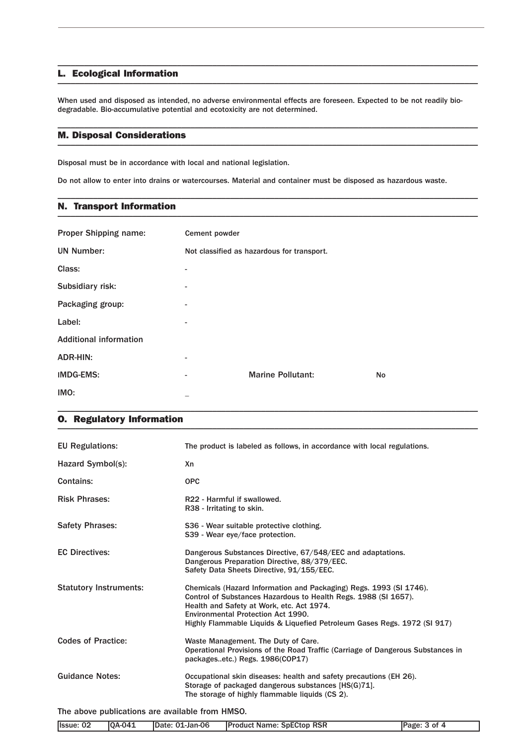## L. Ecological Information

When used and disposed as intended, no adverse environmental effects are foreseen. Expected to be not readily bio-degradable. Bio-accumulative potential and ecotoxicity are not determined.

## M. Disposal Considerations

Disposal must be in accordance with local and national legislation.

Do not allow to enter into drains or watercourses. Material and container must be disposed as hazardous waste.

## N. Transport Information

| | | | |
|---|---|---|---|
| Proper Shipping name: | Cement powder | | |
| UN Number: | Not classified as hazardous for transport. | | |
| Class: | - | | |
| Subsidiary risk: | - | | |
| Packaging group: | - | | |
| Label: | - | | |
| Additional information | | | |
| ADR-HIN: | - | | |
| IMDG-EMS: | - | Marine Pollutant: | No |
| IMO: | _ | | |

## O. Regulatory Information

| | |
|---|---|
| EU Regulations: | The product is labeled as follows, in accordance with local regulations. |
| Hazard Symbol(s): | Xn |
| Contains: | OPC |
| Risk Phrases: | R22 - Harmful if swallowed.<br>R38 - Irritating to skin. |
| Safety Phrases: | S36 - Wear suitable protective clothing.<br>S39 - Wear eye/face protection. |
| EC Directives: | Dangerous Substances Directive, 67/548/EEC and adaptations.<br>Dangerous Preparation Directive, 88/379/EEC.<br>Safety Data Sheets Directive, 91/155/EEC. |
| Statutory Instruments: | Chemicals (Hazard Information and Packaging) Regs. 1993 (SI 1746).<br>Control of Substances Hazardous to Health Regs. 1988 (SI 1657).<br>Health and Safety at Work, etc. Act 1974.<br>Environmental Protection Act 1990.<br>Highly Flammable Liquids & Liquefied Petroleum Gases Regs. 1972 (SI 917) |
| Codes of Practice: | Waste Management. The Duty of Care.<br>Operational Provisions of the Road Traffic (Carriage of Dangerous Substances in packages..etc.) Regs. 1986(COP17) |
| Guidance Notes: | Occupational skin diseases: health and safety precautions (EH 26).<br>Storage of packaged dangerous substances [HS(G)71].<br>The storage of highly flammable liquids (CS 2). |

The above publications are available from HMSO.

| Issue: 02 | QA-041 | Date: 01-Jan-06 | Product Name: SpECtop RSR |
|---|---|---|---|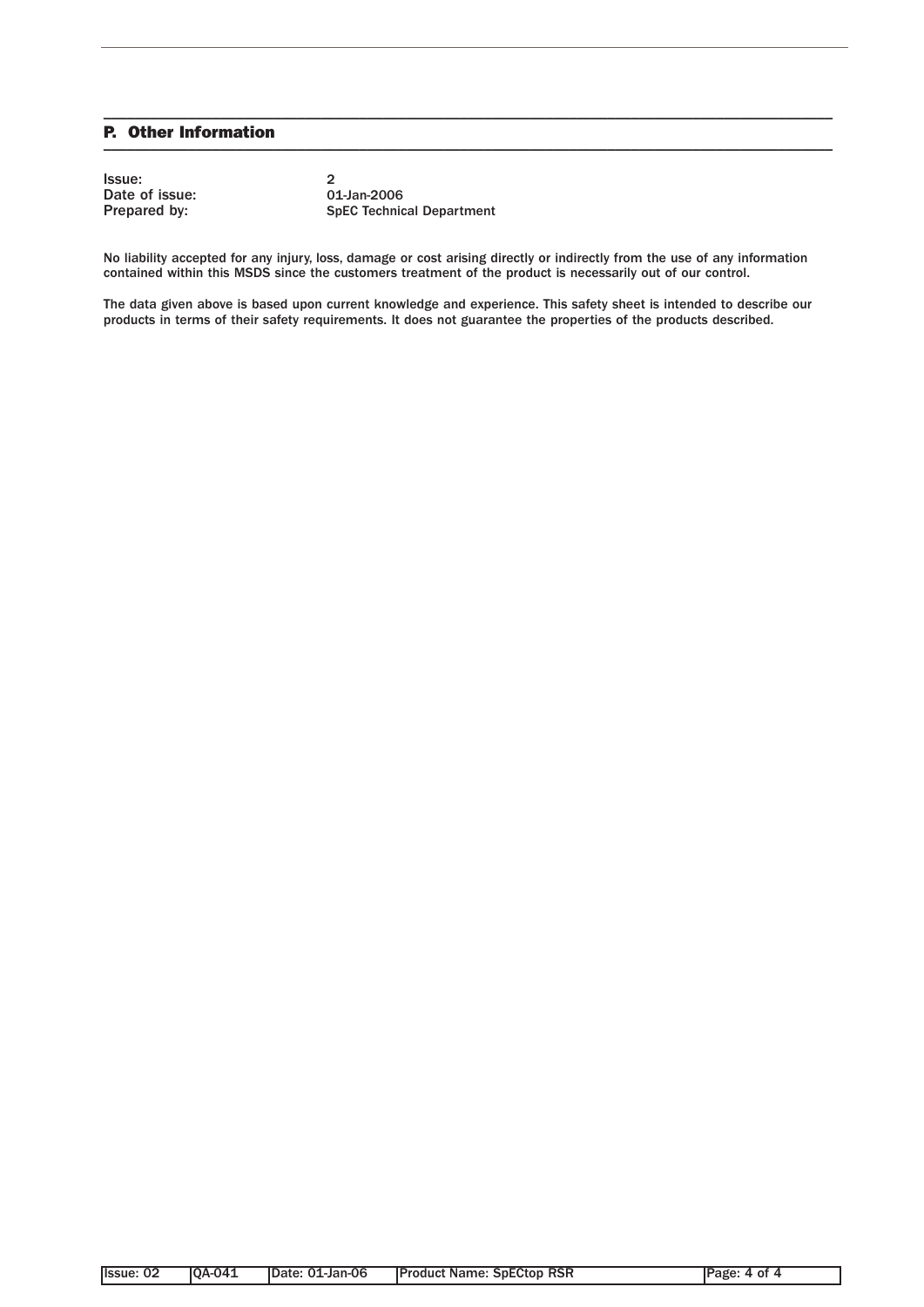## P. Other Information

| | |
|---|---|
| Issue: | 2 |
| Date of issue: | 01-Jan-2006 |
| Prepared by: | SpEC Technical Department |

No liability accepted for any injury, loss, damage or cost arising directly or indirectly from the use of any information contained within this MSDS since the customers treatment of the product is necessarily out of our control.

The data given above is based upon current knowledge and experience. This safety sheet is intended to describe our products in terms of their safety requirements. It does not guarantee the properties of the products described.